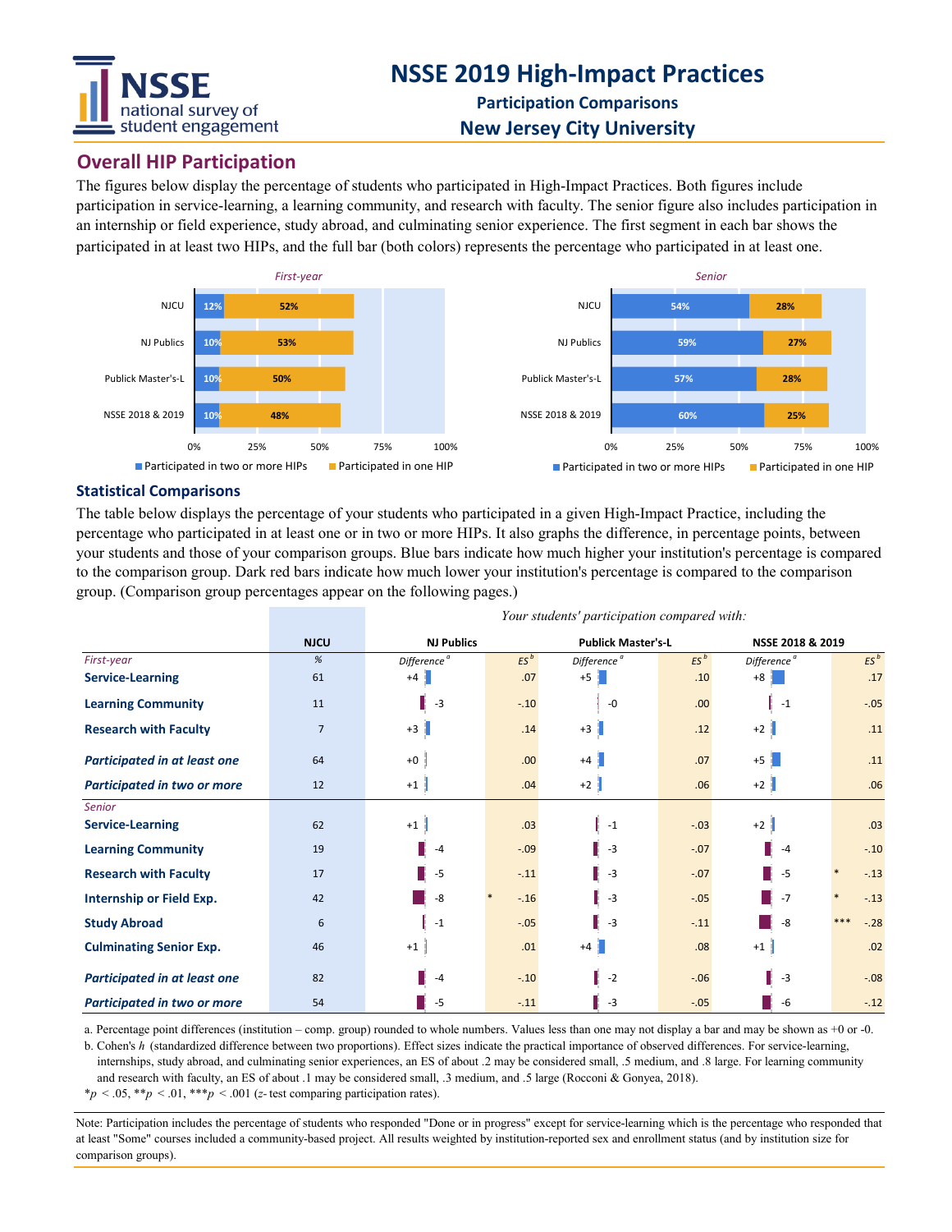# NSSE 2019 High-Impact Practices

## Participation Comparisons

## New Jersey City University

## Overall HIP Participation

The figures below display the percentage of students who participated in High-Impact Practices. Both figures include participation in service-learning, a learning community, and research with faculty. The senior figure also includes participation in an internship or field experience, study abroad, and culminating senior experience. The first segment in each bar shows the participated in at least two HIPs, and the full bar (both colors) represents the percentage who participated in at least one.

*First-year*

| | Participated in two or more HIPs | Participated in one HIP |
|---|---|---|
| NJCU | 12% | 52% |
| NJ Publics | 10% | 53% |
| Publick Master's-L | 10% | 50% |
| NSSE 2018 & 2019 | 10% | 48% |

*Senior*

| | Participated in two or more HIPs | Participated in one HIP |
|---|---|---|
| NJCU | 54% | 28% |
| NJ Publics | 59% | 27% |
| Publick Master's-L | 57% | 28% |
| NSSE 2018 & 2019 | 60% | 25% |

## Statistical Comparisons

The table below displays the percentage of your students who participated in a given High-Impact Practice, including the percentage who participated in at least one or in two or more HIPs. It also graphs the difference, in percentage points, between your students and those of your comparison groups. Blue bars indicate how much higher your institution's percentage is compared to the comparison group. Dark red bars indicate how much lower your institution's percentage is compared to the comparison group. (Comparison group percentages appear on the following pages.)

*Your students' participation compared with:*

| | NJCU | NJ Publics | | Publick Master's-L | | NSSE 2018 & 2019 | |
|---|---|---|---|---|---|---|---|
| *First-year* | *%* | *Difference[a]* | *ES[b]* | *Difference[a]* | *ES[b]* | *Difference[a]* | *ES[b]* |
| **Service-Learning** | 61 | +4 | .07 | +5 | .10 | +8 | .17 |
| **Learning Community** | 11 | -3 | -.10 | -0 | .00 | -1 | -.05 |
| **Research with Faculty** | 7 | +3 | .14 | +3 | .12 | +2 | .11 |
| ***Participated in at least one*** | 64 | +0 | .00 | +4 | .07 | +5 | .11 |
| ***Participated in two or more*** | 12 | +1 | .04 | +2 | .06 | +2 | .06 |
| *Senior* | | | | | | | |
| **Service-Learning** | 62 | +1 | .03 | -1 | -.03 | +2 | .03 |
| **Learning Community** | 19 | -4 | -.09 | -3 | -.07 | -4 | -.10 |
| **Research with Faculty** | 17 | -5 | -.11 | -3 | -.07 | -5 | * -.13 |
| **Internship or Field Exp.** | 42 | -8 | * -.16 | -3 | -.05 | -7 | * -.13 |
| **Study Abroad** | 6 | -1 | -.05 | -3 | -.11 | -8 | *** -.28 |
| **Culminating Senior Exp.** | 46 | +1 | .01 | +4 | .08 | +1 | .02 |
| ***Participated in at least one*** | 82 | -4 | -.10 | -2 | -.06 | -3 | -.08 |
| ***Participated in two or more*** | 54 | -5 | -.11 | -3 | -.05 | -6 | -.12 |

a. Percentage point differences (institution – comp. group) rounded to whole numbers. Values less than one may not display a bar and may be shown as +0 or -0.

b. Cohen's *h* (standardized difference between two proportions). Effect sizes indicate the practical importance of observed differences. For service-learning, internships, study abroad, and culminating senior experiences, an ES of about .2 may be considered small, .5 medium, and .8 large. For learning community and research with faculty, an ES of about .1 may be considered small, .3 medium, and .5 large (Rocconi & Gonyea, 2018).

*$p < .05$, **$p < .01$, ***$p < .001$ ($z$-test comparing participation rates).

Note: Participation includes the percentage of students who responded "Done or in progress" except for service-learning which is the percentage who responded that at least "Some" courses included a community-based project. All results weighted by institution-reported sex and enrollment status (and by institution size for comparison groups).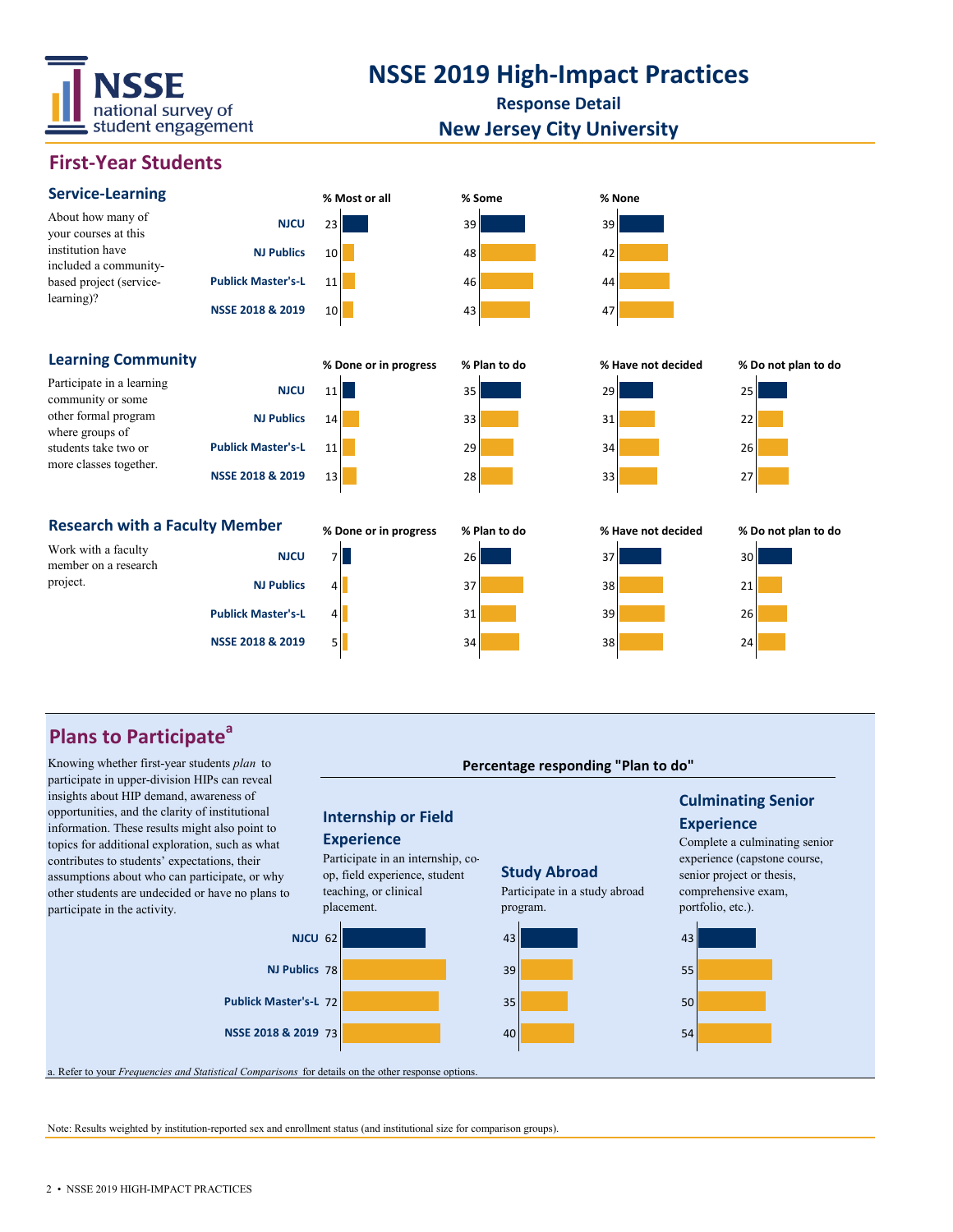# NSSE 2019 High-Impact Practices

**Response Detail**

**New Jersey City University**

## First-Year Students

### Service-Learning

About how many of your courses at this institution have included a community-based project (service-learning)?

| | % Most or all | % Some | % None |
|---|---|---|---|
| NJCU | 23 | 39 | 39 |
| NJ Publics | 10 | 48 | 42 |
| Publick Master's-L | 11 | 46 | 44 |
| NSSE 2018 & 2019 | 10 | 43 | 47 |

### Learning Community

Participate in a learning community or some other formal program where groups of students take two or more classes together.

| | % Done or in progress | % Plan to do | % Have not decided | % Do not plan to do |
|---|---|---|---|---|
| NJCU | 11 | 35 | 29 | 25 |
| NJ Publics | 14 | 33 | 31 | 22 |
| Publick Master's-L | 11 | 29 | 34 | 26 |
| NSSE 2018 & 2019 | 13 | 28 | 33 | 27 |

### Research with a Faculty Member

Work with a faculty member on a research project.

| | % Done or in progress | % Plan to do | % Have not decided | % Do not plan to do |
|---|---|---|---|---|
| NJCU | 7 | 26 | 37 | 30 |
| NJ Publics | 4 | 37 | 38 | 21 |
| Publick Master's-L | 4 | 31 | 39 | 26 |
| NSSE 2018 & 2019 | 5 | 34 | 38 | 24 |

## Plans to Participate[a]

Knowing whether first-year students *plan* to participate in upper-division HIPs can reveal insights about HIP demand, awareness of opportunities, and the clarity of institutional information. These results might also point to topics for additional exploration, such as what contributes to students' expectations, their assumptions about who can participate, or why other students are undecided or have no plans to participate in the activity.

**Percentage responding "Plan to do"**

**Internship or Field Experience** — Participate in an internship, co-op, field experience, student teaching, or clinical placement.

**Study Abroad** — Participate in a study abroad program.

**Culminating Senior Experience** — Complete a culminating senior experience (capstone course, senior project or thesis, comprehensive exam, portfolio, etc.).

| | Internship or Field Experience | Study Abroad | Culminating Senior Experience |
|---|---|---|---|
| NJCU | 62 | 43 | 43 |
| NJ Publics | 78 | 39 | 55 |
| Publick Master's-L | 72 | 35 | 50 |
| NSSE 2018 & 2019 | 73 | 40 | 54 |

a. Refer to your *Frequencies and Statistical Comparisons* for details on the other response options.

Note: Results weighted by institution-reported sex and enrollment status (and institutional size for comparison groups).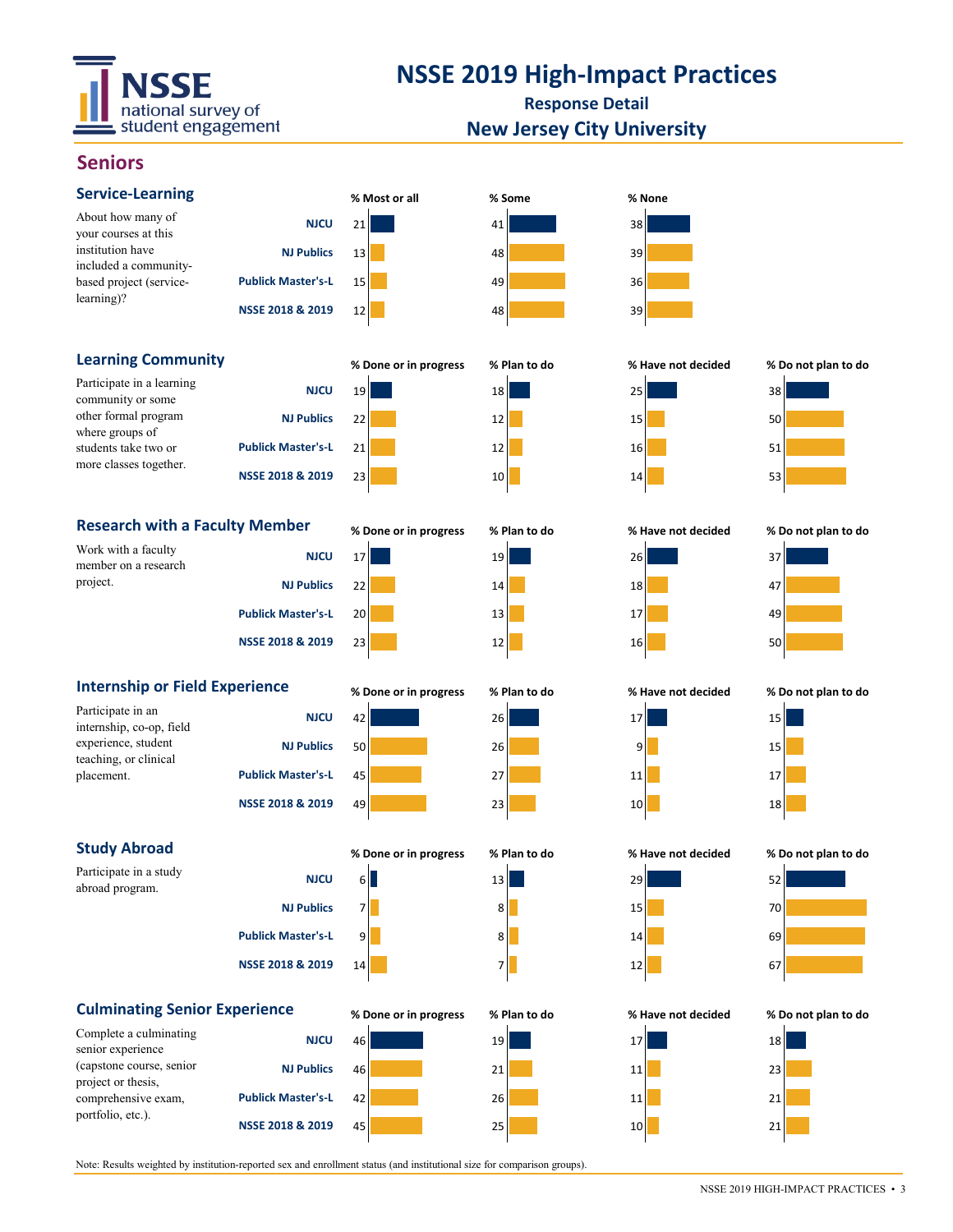# NSSE 2019 High-Impact Practices

**Response Detail**

**New Jersey City University**

## Seniors

### Service-Learning

About how many of your courses at this institution have included a community-based project (service-learning)?

| | % Most or all | % Some | % None |
|---|---|---|---|
| NJCU | 21 | 41 | 38 |
| NJ Publics | 13 | 48 | 39 |
| Publick Master's-L | 15 | 49 | 36 |
| NSSE 2018 & 2019 | 12 | 48 | 39 |

### Learning Community

Participate in a learning community or some other formal program where groups of students take two or more classes together.

| | % Done or in progress | % Plan to do | % Have not decided | % Do not plan to do |
|---|---|---|---|---|
| NJCU | 19 | 18 | 25 | 38 |
| NJ Publics | 22 | 12 | 15 | 50 |
| Publick Master's-L | 21 | 12 | 16 | 51 |
| NSSE 2018 & 2019 | 23 | 10 | 14 | 53 |

### Research with a Faculty Member

Work with a faculty member on a research project.

| | % Done or in progress | % Plan to do | % Have not decided | % Do not plan to do |
|---|---|---|---|---|
| NJCU | 17 | 19 | 26 | 37 |
| NJ Publics | 22 | 14 | 18 | 47 |
| Publick Master's-L | 20 | 13 | 17 | 49 |
| NSSE 2018 & 2019 | 23 | 12 | 16 | 50 |

### Internship or Field Experience

Participate in an internship, co-op, field experience, student teaching, or clinical placement.

| | % Done or in progress | % Plan to do | % Have not decided | % Do not plan to do |
|---|---|---|---|---|
| NJCU | 42 | 26 | 17 | 15 |
| NJ Publics | 50 | 26 | 9 | 15 |
| Publick Master's-L | 45 | 27 | 11 | 17 |
| NSSE 2018 & 2019 | 49 | 23 | 10 | 18 |

### Study Abroad

Participate in a study abroad program.

| | % Done or in progress | % Plan to do | % Have not decided | % Do not plan to do |
|---|---|---|---|---|
| NJCU | 6 | 13 | 29 | 52 |
| NJ Publics | 7 | 8 | 15 | 70 |
| Publick Master's-L | 9 | 8 | 14 | 69 |
| NSSE 2018 & 2019 | 14 | 7 | 12 | 67 |

### Culminating Senior Experience

Complete a culminating senior experience (capstone course, senior project or thesis, comprehensive exam, portfolio, etc.).

| | % Done or in progress | % Plan to do | % Have not decided | % Do not plan to do |
|---|---|---|---|---|
| NJCU | 46 | 19 | 17 | 18 |
| NJ Publics | 46 | 21 | 11 | 23 |
| Publick Master's-L | 42 | 26 | 11 | 21 |
| NSSE 2018 & 2019 | 45 | 25 | 10 | 21 |

Note: Results weighted by institution-reported sex and enrollment status (and institutional size for comparison groups).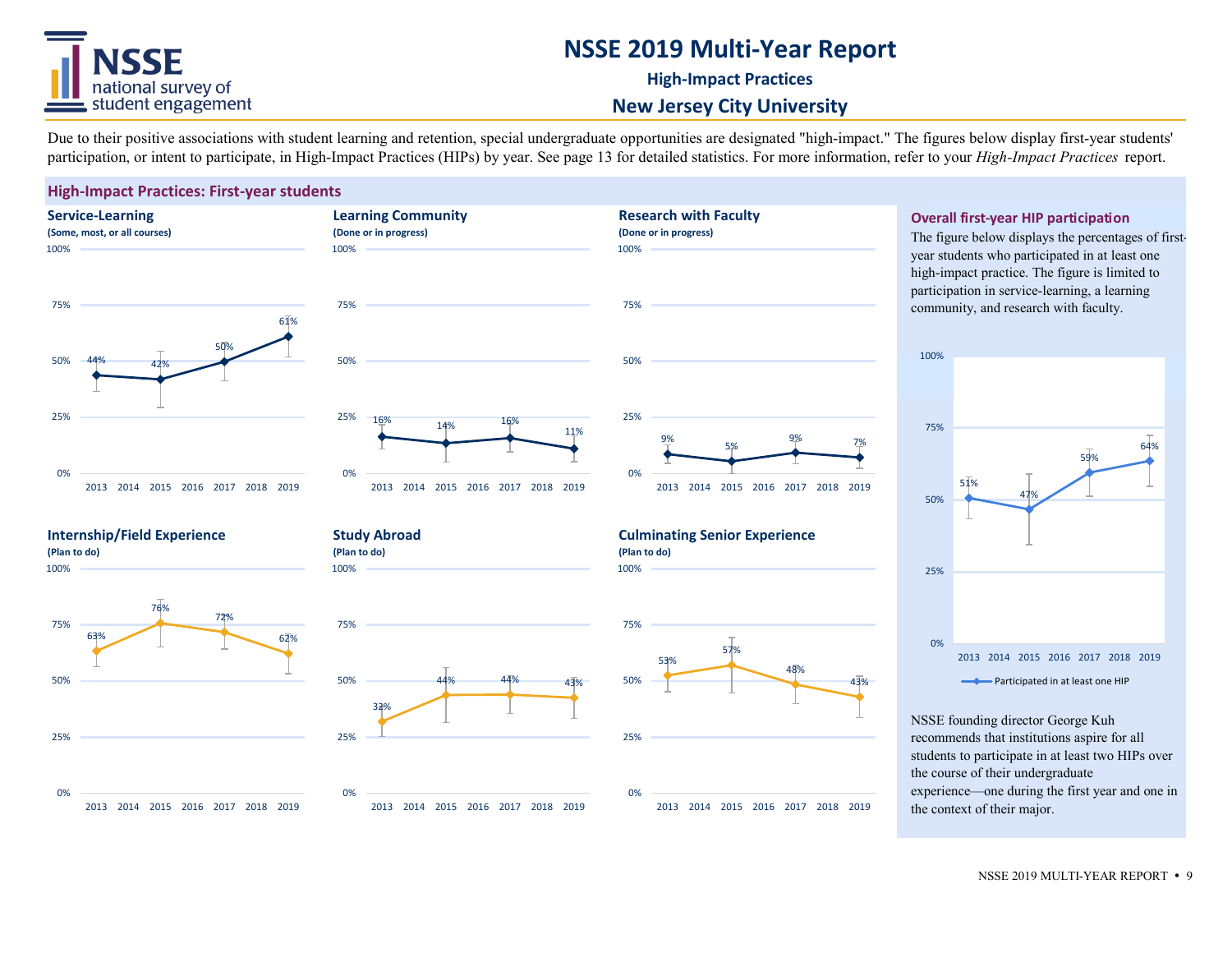# NSSE 2019 Multi-Year Report

**High-Impact Practices**

## New Jersey City University

Due to their positive associations with student learning and retention, special undergraduate opportunities are designated "high-impact." The figures below display first-year students' participation, or intent to participate, in High-Impact Practices (HIPs) by year. See page 13 for detailed statistics. For more information, refer to your *High-Impact Practices* report.

### High-Impact Practices: First-year students

**Service-Learning**
(Some, most, or all courses)

| Year | 2013 | 2015 | 2017 | 2019 |
|---|---|---|---|---|
| % | 44% | 42% | 50% | 61% |

**Learning Community**
(Done or in progress)

| Year | 2013 | 2015 | 2017 | 2019 |
|---|---|---|---|---|
| % | 16% | 14% | 16% | 11% |

**Research with Faculty**
(Done or in progress)

| Year | 2013 | 2015 | 2017 | 2019 |
|---|---|---|---|---|
| % | 9% | 5% | 9% | 7% |

**Internship/Field Experience**
(Plan to do)

| Year | 2013 | 2015 | 2017 | 2019 |
|---|---|---|---|---|
| % | 63% | 76% | 72% | 62% |

**Study Abroad**
(Plan to do)

| Year | 2013 | 2015 | 2017 | 2019 |
|---|---|---|---|---|
| % | 32% | 44% | 44% | 43% |

**Culminating Senior Experience**
(Plan to do)

| Year | 2013 | 2015 | 2017 | 2019 |
|---|---|---|---|---|
| % | 53% | 57% | 48% | 43% |

### Overall first-year HIP participation

The figure below displays the percentages of first-year students who participated in at least one high-impact practice. The figure is limited to participation in service-learning, a learning community, and research with faculty.

**Participated in at least one HIP**

| Year | 2013 | 2015 | 2017 | 2019 |
|---|---|---|---|---|
| % | 51% | 47% | 59% | 64% |

NSSE founding director George Kuh recommends that institutions aspire for all students to participate in at least two HIPs over the course of their undergraduate experience—one during the first year and one in the context of their major.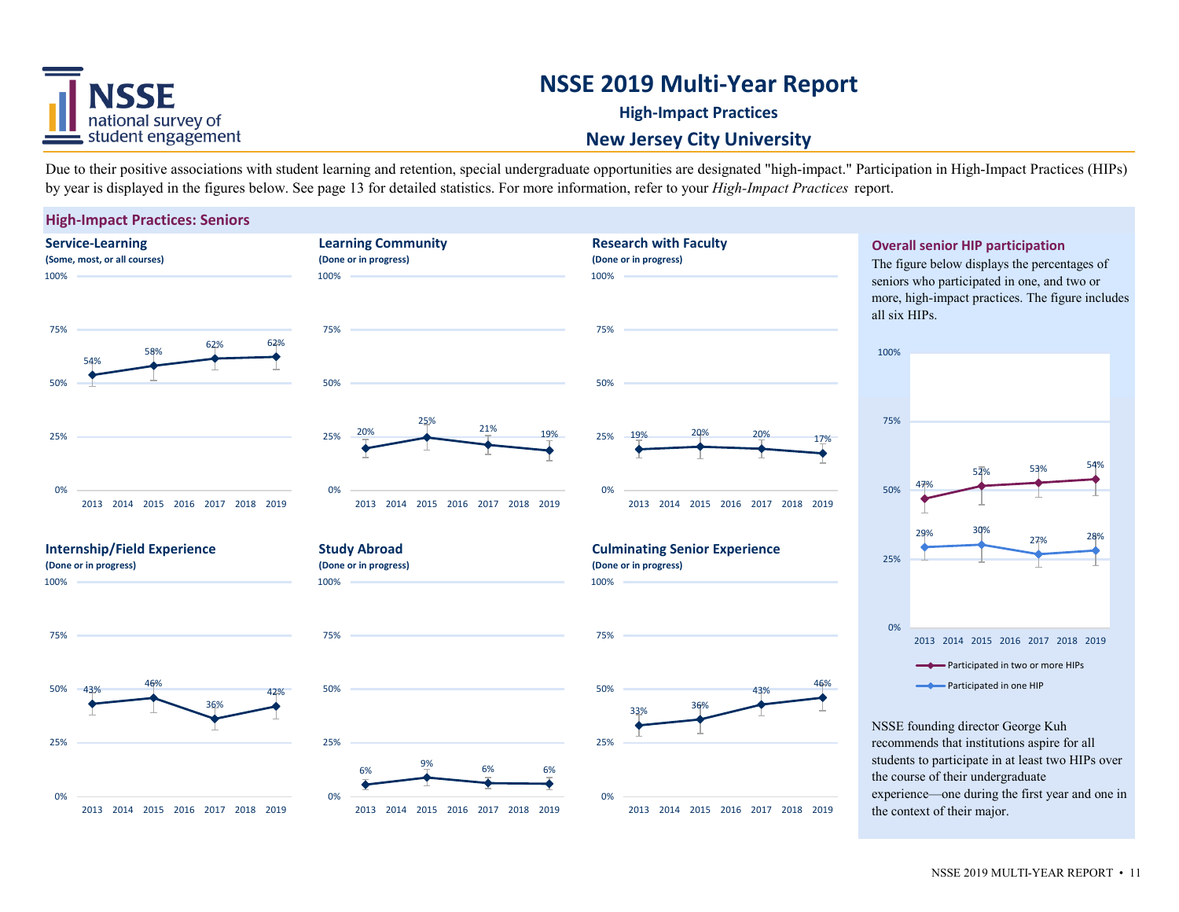# NSSE 2019 Multi-Year Report

### High-Impact Practices

### New Jersey City University

Due to their positive associations with student learning and retention, special undergraduate opportunities are designated "high-impact." Participation in High-Impact Practices (HIPs) by year is displayed in the figures below. See page 13 for detailed statistics. For more information, refer to your *High-Impact Practices* report.

## High-Impact Practices: Seniors

**Service-Learning**
**(Some, most, or all courses)**

100%
75%
50%
25%
0%
54%
58%
62%
62%
2013 2014 2015 2016 2017 2018 2019

**Learning Community**
**(Done or in progress)**

100%
75%
50%
25%
0%
20%
25%
21%
19%
2013 2014 2015 2016 2017 2018 2019

**Research with Faculty**
**(Done or in progress)**

100%
75%
50%
25%
0%
19%
20%
20%
17%
2013 2014 2015 2016 2017 2018 2019

**Internship/Field Experience**
**(Done or in progress)**

100%
75%
50%
25%
0%
43%
46%
36%
42%
2013 2014 2015 2016 2017 2018 2019

**Study Abroad**
**(Done or in progress)**

100%
75%
50%
25%
0%
6%
9%
6%
6%
2013 2014 2015 2016 2017 2018 2019

**Culminating Senior Experience**
**(Done or in progress)**

100%
75%
50%
25%
0%
33%
36%
43%
46%
2013 2014 2015 2016 2017 2018 2019

### Overall senior HIP participation

The figure below displays the percentages of seniors who participated in one, and two or more, high-impact practices. The figure includes all six HIPs.

100%
75%
50%
25%
0%
47%
52%
53%
54%
29%
30%
27%
28%
2013 2014 2015 2016 2017 2018 2019

Participated in two or more HIPs
Participated in one HIP

NSSE founding director George Kuh recommends that institutions aspire for all students to participate in at least two HIPs over the course of their undergraduate experience—one during the first year and one in the context of their major.